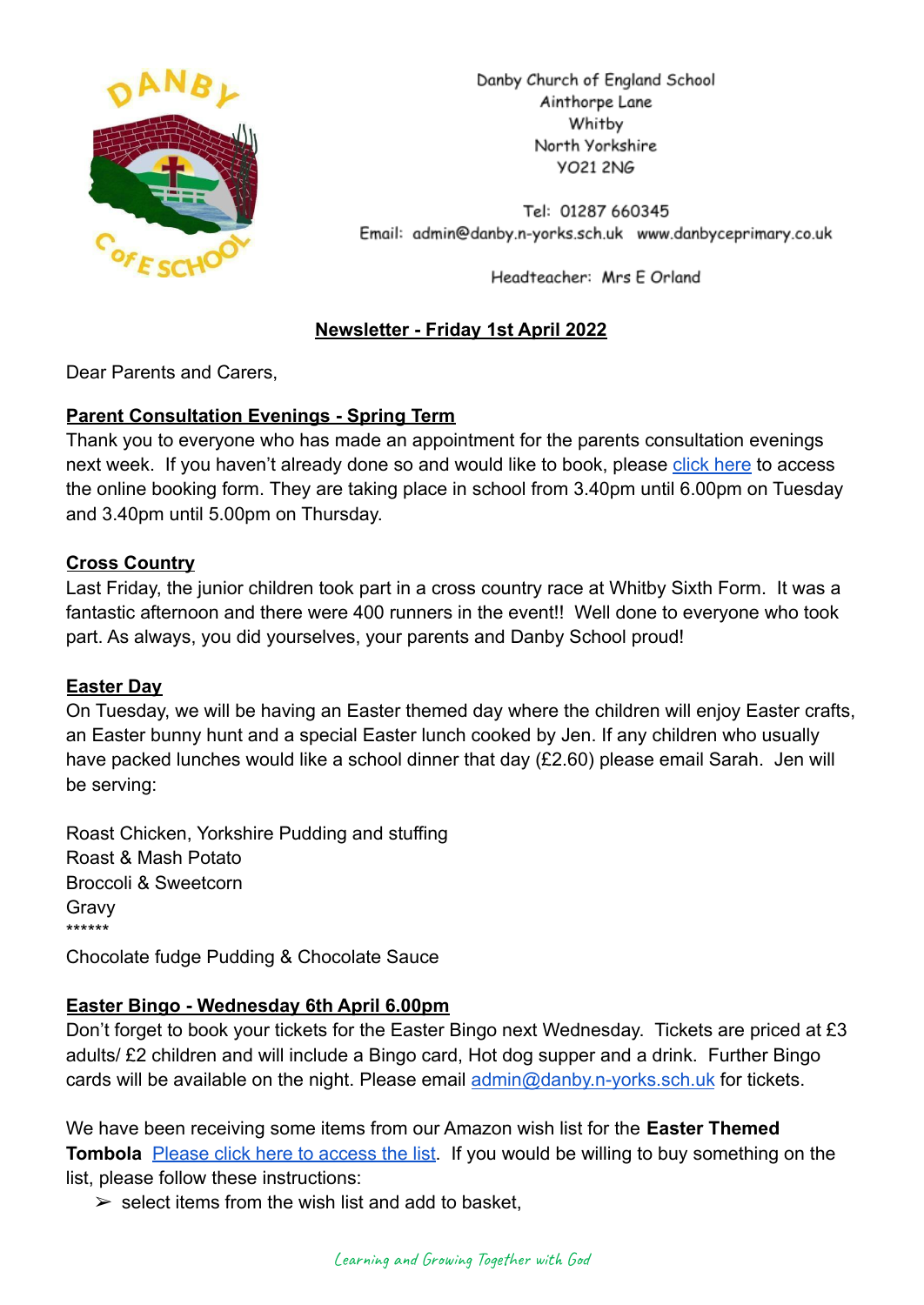Danby Church of England School
Ainthorpe Lane
Whitby
North Yorkshire
YO21 2NG

Tel: 01287 660345
Email: admin@danby.n-yorks.sch.uk www.danbyceprimary.co.uk

Headteacher: Mrs E Orland

## Newsletter - Friday 1st April 2022

Dear Parents and Carers,

### Parent Consultation Evenings - Spring Term

Thank you to everyone who has made an appointment for the parents consultation evenings next week. If you haven't already done so and would like to book, please click here to access the online booking form. They are taking place in school from 3.40pm until 6.00pm on Tuesday and 3.40pm until 5.00pm on Thursday.

### Cross Country

Last Friday, the junior children took part in a cross country race at Whitby Sixth Form. It was a fantastic afternoon and there were 400 runners in the event!! Well done to everyone who took part. As always, you did yourselves, your parents and Danby School proud!

### Easter Day

On Tuesday, we will be having an Easter themed day where the children will enjoy Easter crafts, an Easter bunny hunt and a special Easter lunch cooked by Jen. If any children who usually have packed lunches would like a school dinner that day (£2.60) please email Sarah. Jen will be serving:

Roast Chicken, Yorkshire Pudding and stuffing
Roast & Mash Potato
Broccoli & Sweetcorn
Gravy
******
Chocolate fudge Pudding & Chocolate Sauce

### Easter Bingo - Wednesday 6th April 6.00pm

Don't forget to book your tickets for the Easter Bingo next Wednesday. Tickets are priced at £3 adults/ £2 children and will include a Bingo card, Hot dog supper and a drink. Further Bingo cards will be available on the night. Please email admin@danby.n-yorks.sch.uk for tickets.

We have been receiving some items from our Amazon wish list for the **Easter Themed Tombola** Please click here to access the list. If you would be willing to buy something on the list, please follow these instructions:

- select items from the wish list and add to basket,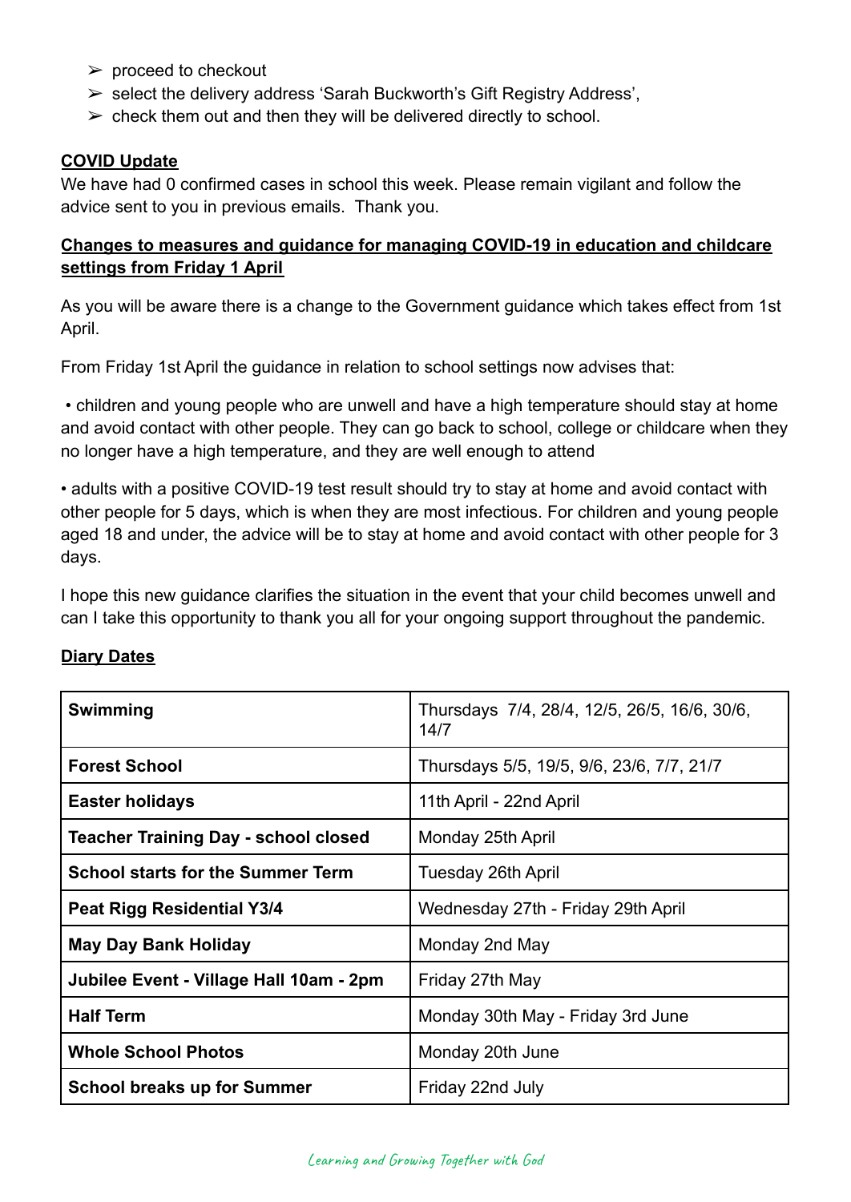- ➢ proceed to checkout
- ➢ select the delivery address 'Sarah Buckworth's Gift Registry Address',
- ➢ check them out and then they will be delivered directly to school.

**COVID Update**

We have had 0 confirmed cases in school this week. Please remain vigilant and follow the advice sent to you in previous emails. Thank you.

**Changes to measures and guidance for managing COVID-19 in education and childcare settings from Friday 1 April**

As you will be aware there is a change to the Government guidance which takes effect from 1st April.

From Friday 1st April the guidance in relation to school settings now advises that:

• children and young people who are unwell and have a high temperature should stay at home and avoid contact with other people. They can go back to school, college or childcare when they no longer have a high temperature, and they are well enough to attend

• adults with a positive COVID-19 test result should try to stay at home and avoid contact with other people for 5 days, which is when they are most infectious. For children and young people aged 18 and under, the advice will be to stay at home and avoid contact with other people for 3 days.

I hope this new guidance clarifies the situation in the event that your child becomes unwell and can I take this opportunity to thank you all for your ongoing support throughout the pandemic.

**Diary Dates**

| | |
|---|---|
| **Swimming** | Thursdays 7/4, 28/4, 12/5, 26/5, 16/6, 30/6, 14/7 |
| **Forest School** | Thursdays 5/5, 19/5, 9/6, 23/6, 7/7, 21/7 |
| **Easter holidays** | 11th April - 22nd April |
| **Teacher Training Day - school closed** | Monday 25th April |
| **School starts for the Summer Term** | Tuesday 26th April |
| **Peat Rigg Residential Y3/4** | Wednesday 27th - Friday 29th April |
| **May Day Bank Holiday** | Monday 2nd May |
| **Jubilee Event - Village Hall 10am - 2pm** | Friday 27th May |
| **Half Term** | Monday 30th May - Friday 3rd June |
| **Whole School Photos** | Monday 20th June |
| **School breaks up for Summer** | Friday 22nd July |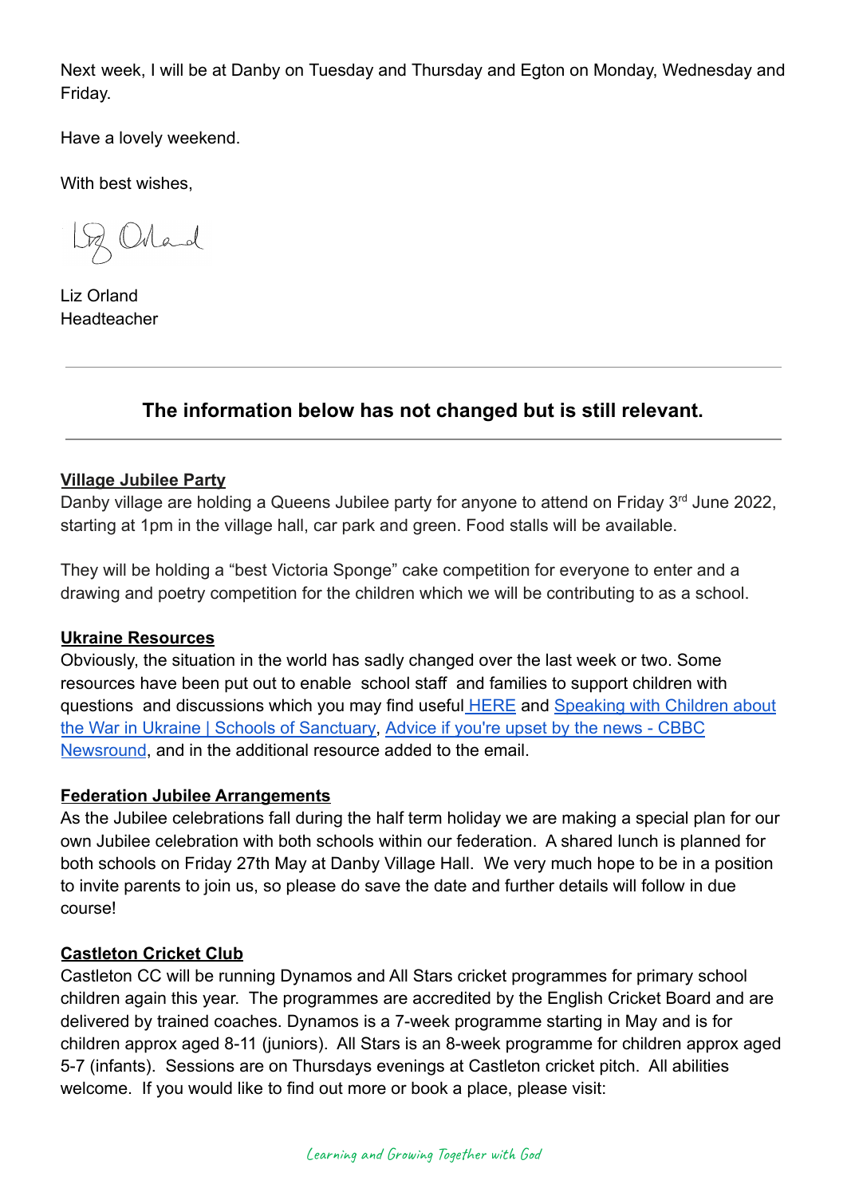Next week, I will be at Danby on Tuesday and Thursday and Egton on Monday, Wednesday and Friday.

Have a lovely weekend.

With best wishes,

Liz Orland
Headteacher

---

### The information below has not changed but is still relevant.

---

**Village Jubilee Party**

Danby village are holding a Queens Jubilee party for anyone to attend on Friday 3rd June 2022, starting at 1pm in the village hall, car park and green. Food stalls will be available.

They will be holding a "best Victoria Sponge" cake competition for everyone to enter and a drawing and poetry competition for the children which we will be contributing to as a school.

**Ukraine Resources**

Obviously, the situation in the world has sadly changed over the last week or two. Some resources have been put out to enable school staff and families to support children with questions and discussions which you may find useful HERE and Speaking with Children about the War in Ukraine | Schools of Sanctuary, Advice if you're upset by the news - CBBC Newsround, and in the additional resource added to the email.

**Federation Jubilee Arrangements**

As the Jubilee celebrations fall during the half term holiday we are making a special plan for our own Jubilee celebration with both schools within our federation. A shared lunch is planned for both schools on Friday 27th May at Danby Village Hall. We very much hope to be in a position to invite parents to join us, so please do save the date and further details will follow in due course!

**Castleton Cricket Club**

Castleton CC will be running Dynamos and All Stars cricket programmes for primary school children again this year. The programmes are accredited by the English Cricket Board and are delivered by trained coaches. Dynamos is a 7-week programme starting in May and is for children approx aged 8-11 (juniors). All Stars is an 8-week programme for children approx aged 5-7 (infants). Sessions are on Thursdays evenings at Castleton cricket pitch. All abilities welcome. If you would like to find out more or book a place, please visit: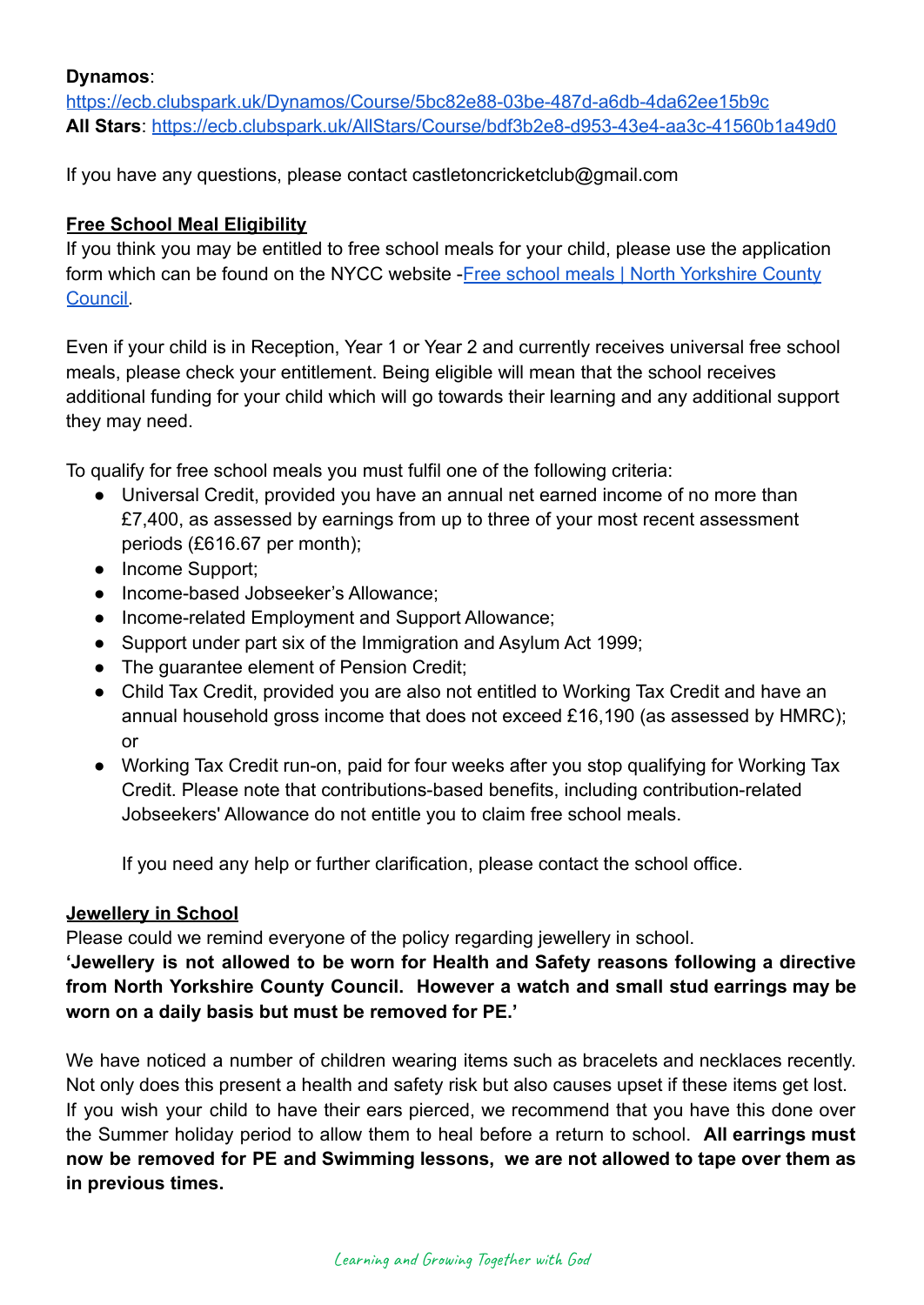**Dynamos**: https://ecb.clubspark.uk/Dynamos/Course/5bc82e88-03be-487d-a6db-4da62ee15b9c
**All Stars**: https://ecb.clubspark.uk/AllStars/Course/bdf3b2e8-d953-43e4-aa3c-41560b1a49d0

If you have any questions, please contact castletoncricketclub@gmail.com

## Free School Meal Eligibility

If you think you may be entitled to free school meals for your child, please use the application form which can be found on the NYCC website -[Free school meals | North Yorkshire County Council](#).

Even if your child is in Reception, Year 1 or Year 2 and currently receives universal free school meals, please check your entitlement. Being eligible will mean that the school receives additional funding for your child which will go towards their learning and any additional support they may need.

To qualify for free school meals you must fulfil one of the following criteria:

- Universal Credit, provided you have an annual net earned income of no more than £7,400, as assessed by earnings from up to three of your most recent assessment periods (£616.67 per month);
- Income Support;
- Income-based Jobseeker's Allowance;
- Income-related Employment and Support Allowance;
- Support under part six of the Immigration and Asylum Act 1999;
- The guarantee element of Pension Credit;
- Child Tax Credit, provided you are also not entitled to Working Tax Credit and have an annual household gross income that does not exceed £16,190 (as assessed by HMRC); or
- Working Tax Credit run-on, paid for four weeks after you stop qualifying for Working Tax Credit. Please note that contributions-based benefits, including contribution-related Jobseekers' Allowance do not entitle you to claim free school meals.

  If you need any help or further clarification, please contact the school office.

## Jewellery in School

Please could we remind everyone of the policy regarding jewellery in school.

**'Jewellery is not allowed to be worn for Health and Safety reasons following a directive from North Yorkshire County Council. However a watch and small stud earrings may be worn on a daily basis but must be removed for PE.'**

We have noticed a number of children wearing items such as bracelets and necklaces recently. Not only does this present a health and safety risk but also causes upset if these items get lost. If you wish your child to have their ears pierced, we recommend that you have this done over the Summer holiday period to allow them to heal before a return to school. **All earrings must now be removed for PE and Swimming lessons, we are not allowed to tape over them as in previous times.**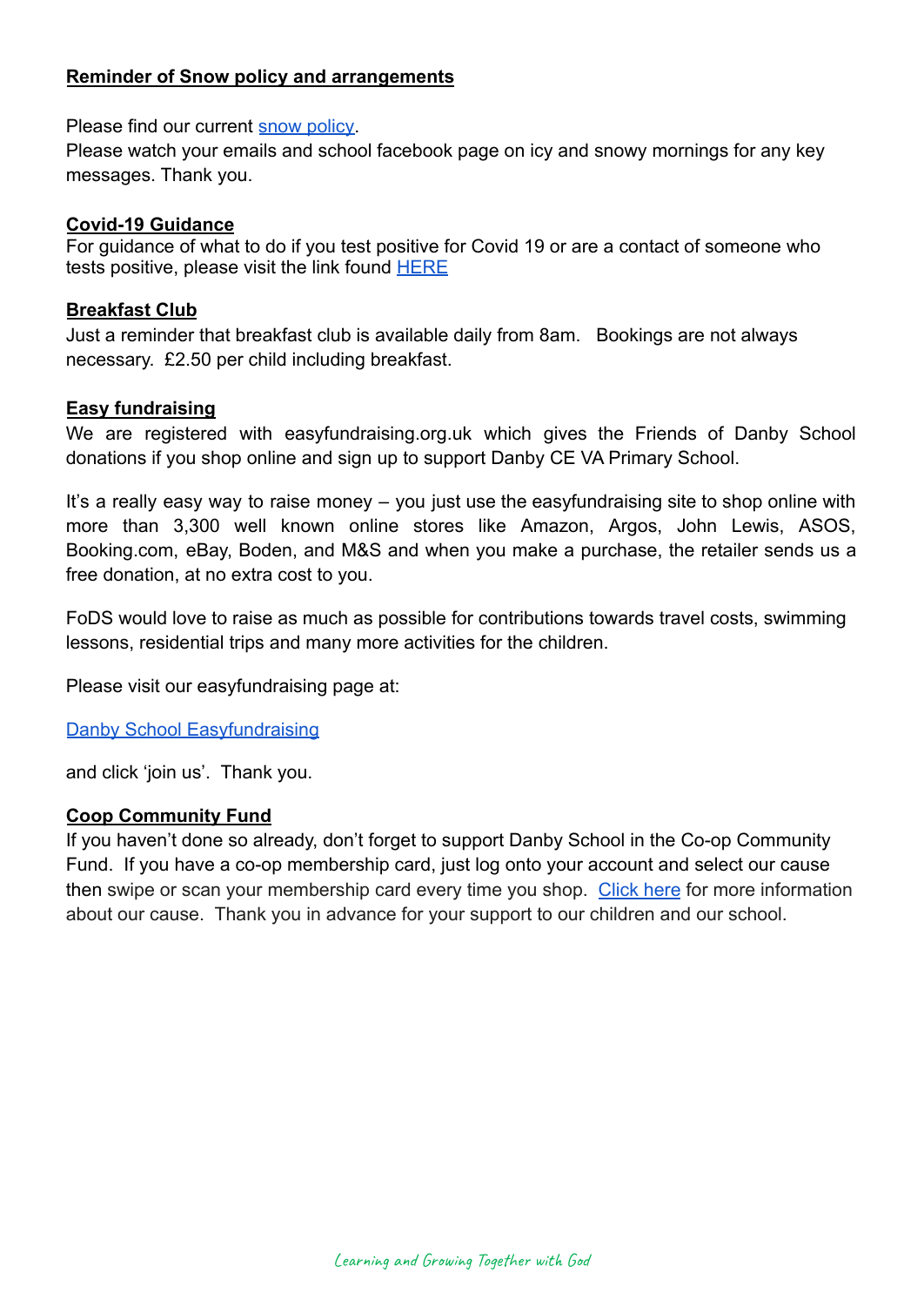**Reminder of Snow policy and arrangements**

Please find our current snow policy.

Please watch your emails and school facebook page on icy and snowy mornings for any key messages. Thank you.

**Covid-19 Guidance**

For guidance of what to do if you test positive for Covid 19 or are a contact of someone who tests positive, please visit the link found HERE

**Breakfast Club**

Just a reminder that breakfast club is available daily from 8am. Bookings are not always necessary. £2.50 per child including breakfast.

**Easy fundraising**

We are registered with easyfundraising.org.uk which gives the Friends of Danby School donations if you shop online and sign up to support Danby CE VA Primary School.

It's a really easy way to raise money – you just use the easyfundraising site to shop online with more than 3,300 well known online stores like Amazon, Argos, John Lewis, ASOS, Booking.com, eBay, Boden, and M&S and when you make a purchase, the retailer sends us a free donation, at no extra cost to you.

FoDS would love to raise as much as possible for contributions towards travel costs, swimming lessons, residential trips and many more activities for the children.

Please visit our easyfundraising page at:

Danby School Easyfundraising

and click 'join us'. Thank you.

**Coop Community Fund**

If you haven't done so already, don't forget to support Danby School in the Co-op Community Fund. If you have a co-op membership card, just log onto your account and select our cause then swipe or scan your membership card every time you shop. Click here for more information about our cause. Thank you in advance for your support to our children and our school.